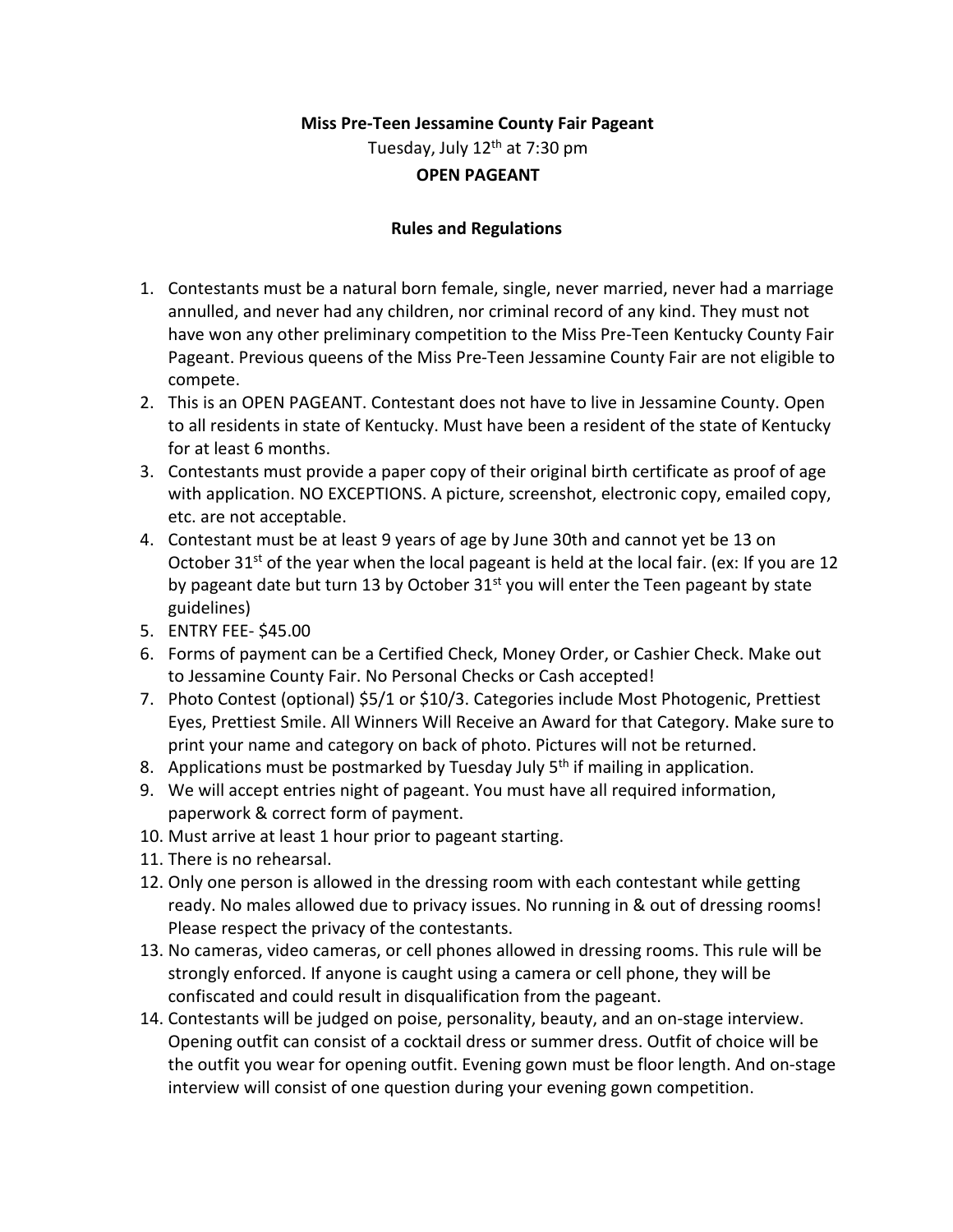**Miss Pre-Teen Jessamine County Fair Pageant**

Tuesday, July 12th at 7:30 pm

**OPEN PAGEANT**

**Rules and Regulations**

1. Contestants must be a natural born female, single, never married, never had a marriage annulled, and never had any children, nor criminal record of any kind. They must not have won any other preliminary competition to the Miss Pre-Teen Kentucky County Fair Pageant. Previous queens of the Miss Pre-Teen Jessamine County Fair are not eligible to compete.
2. This is an OPEN PAGEANT. Contestant does not have to live in Jessamine County. Open to all residents in state of Kentucky. Must have been a resident of the state of Kentucky for at least 6 months.
3. Contestants must provide a paper copy of their original birth certificate as proof of age with application. NO EXCEPTIONS. A picture, screenshot, electronic copy, emailed copy, etc. are not acceptable.
4. Contestant must be at least 9 years of age by June 30th and cannot yet be 13 on October 31st of the year when the local pageant is held at the local fair. (ex: If you are 12 by pageant date but turn 13 by October 31st you will enter the Teen pageant by state guidelines)
5. ENTRY FEE- $45.00
6. Forms of payment can be a Certified Check, Money Order, or Cashier Check. Make out to Jessamine County Fair. No Personal Checks or Cash accepted!
7. Photo Contest (optional) $5/1 or $10/3. Categories include Most Photogenic, Prettiest Eyes, Prettiest Smile. All Winners Will Receive an Award for that Category. Make sure to print your name and category on back of photo. Pictures will not be returned.
8. Applications must be postmarked by Tuesday July 5th if mailing in application.
9. We will accept entries night of pageant. You must have all required information, paperwork & correct form of payment.
10. Must arrive at least 1 hour prior to pageant starting.
11. There is no rehearsal.
12. Only one person is allowed in the dressing room with each contestant while getting ready. No males allowed due to privacy issues. No running in & out of dressing rooms! Please respect the privacy of the contestants.
13. No cameras, video cameras, or cell phones allowed in dressing rooms. This rule will be strongly enforced. If anyone is caught using a camera or cell phone, they will be confiscated and could result in disqualification from the pageant.
14. Contestants will be judged on poise, personality, beauty, and an on-stage interview. Opening outfit can consist of a cocktail dress or summer dress. Outfit of choice will be the outfit you wear for opening outfit. Evening gown must be floor length. And on-stage interview will consist of one question during your evening gown competition.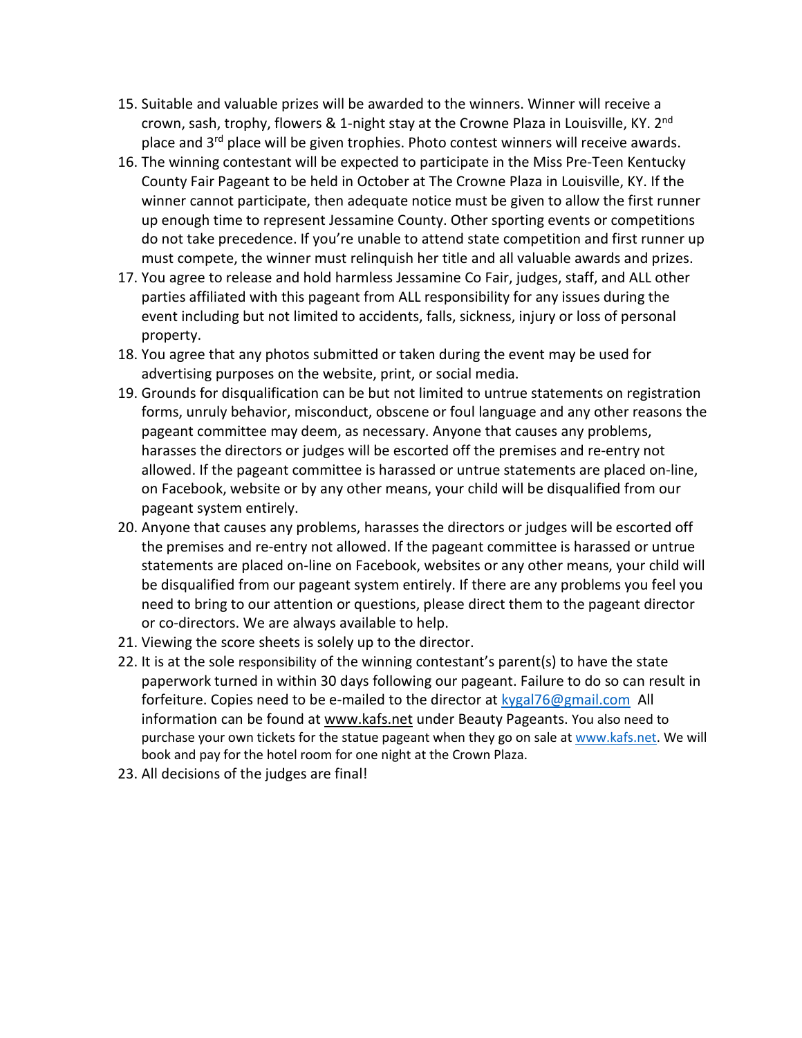15. Suitable and valuable prizes will be awarded to the winners. Winner will receive a crown, sash, trophy, flowers & 1-night stay at the Crowne Plaza in Louisville, KY. 2nd place and 3rd place will be given trophies. Photo contest winners will receive awards.
16. The winning contestant will be expected to participate in the Miss Pre-Teen Kentucky County Fair Pageant to be held in October at The Crowne Plaza in Louisville, KY. If the winner cannot participate, then adequate notice must be given to allow the first runner up enough time to represent Jessamine County. Other sporting events or competitions do not take precedence. If you're unable to attend state competition and first runner up must compete, the winner must relinquish her title and all valuable awards and prizes.
17. You agree to release and hold harmless Jessamine Co Fair, judges, staff, and ALL other parties affiliated with this pageant from ALL responsibility for any issues during the event including but not limited to accidents, falls, sickness, injury or loss of personal property.
18. You agree that any photos submitted or taken during the event may be used for advertising purposes on the website, print, or social media.
19. Grounds for disqualification can be but not limited to untrue statements on registration forms, unruly behavior, misconduct, obscene or foul language and any other reasons the pageant committee may deem, as necessary. Anyone that causes any problems, harasses the directors or judges will be escorted off the premises and re-entry not allowed. If the pageant committee is harassed or untrue statements are placed on-line, on Facebook, website or by any other means, your child will be disqualified from our pageant system entirely.
20. Anyone that causes any problems, harasses the directors or judges will be escorted off the premises and re-entry not allowed. If the pageant committee is harassed or untrue statements are placed on-line on Facebook, websites or any other means, your child will be disqualified from our pageant system entirely. If there are any problems you feel you need to bring to our attention or questions, please direct them to the pageant director or co-directors. We are always available to help.
21. Viewing the score sheets is solely up to the director.
22. It is at the sole responsibility of the winning contestant's parent(s) to have the state paperwork turned in within 30 days following our pageant. Failure to do so can result in forfeiture. Copies need to be e-mailed to the director at kygal76@gmail.com All information can be found at www.kafs.net under Beauty Pageants. You also need to purchase your own tickets for the statue pageant when they go on sale at www.kafs.net. We will book and pay for the hotel room for one night at the Crown Plaza.
23. All decisions of the judges are final!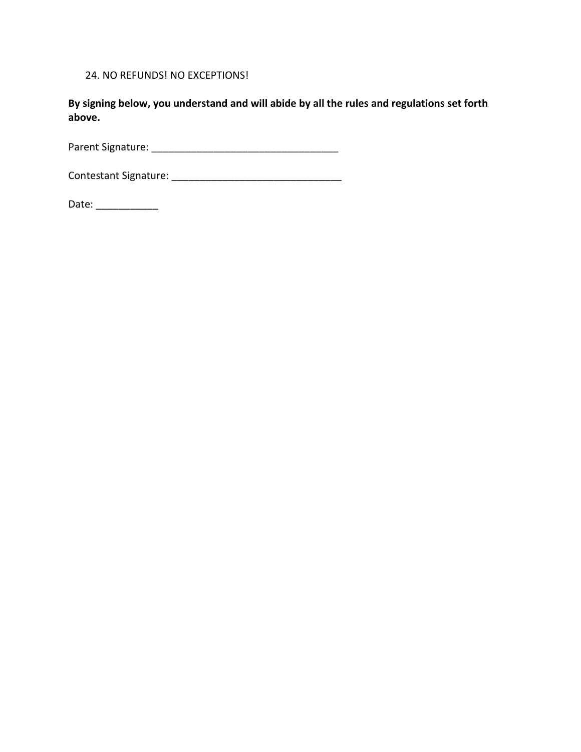24. NO REFUNDS! NO EXCEPTIONS!

**By signing below, you understand and will abide by all the rules and regulations set forth above.**

Parent Signature: _________________________________

Contestant Signature: ______________________________

Date: ___________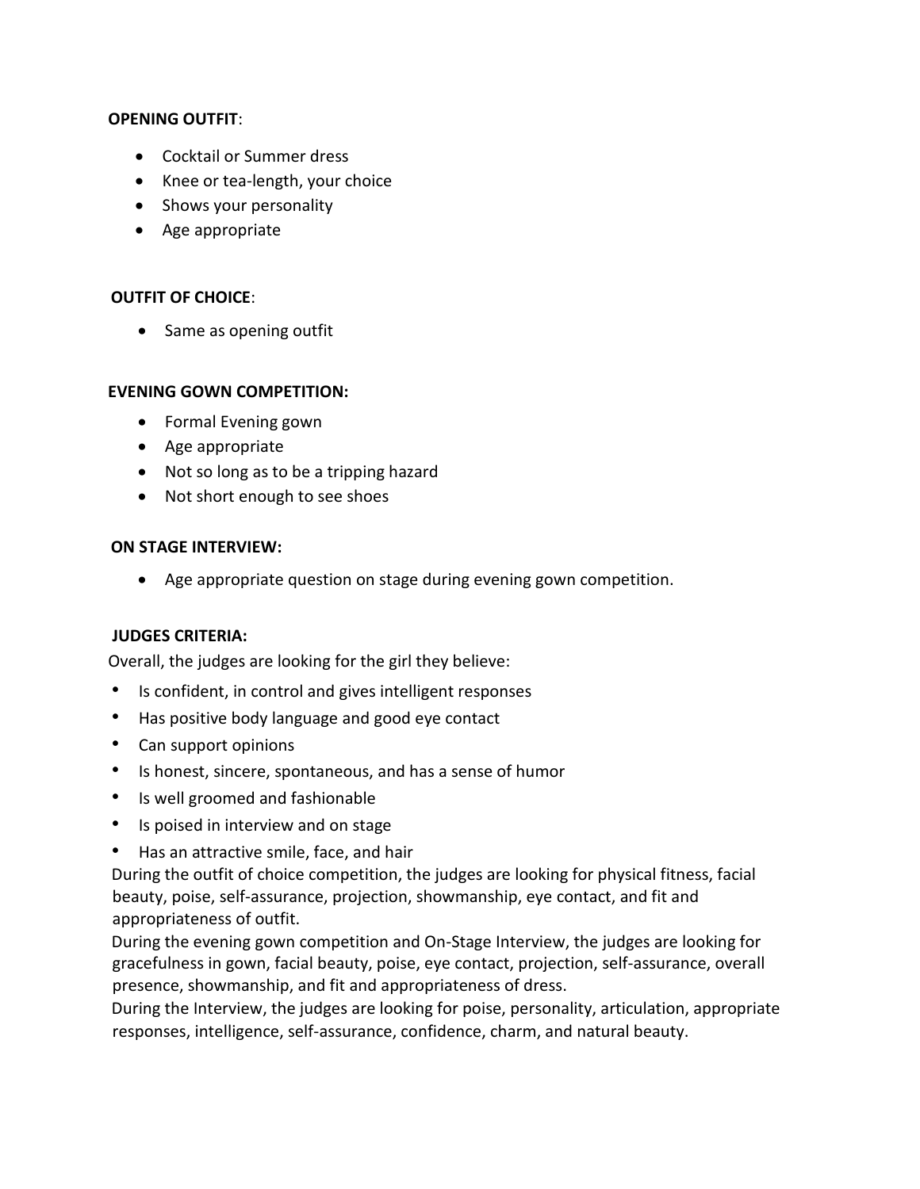**OPENING OUTFIT**:

- Cocktail or Summer dress
- Knee or tea-length, your choice
- Shows your personality
- Age appropriate

**OUTFIT OF CHOICE**:

- Same as opening outfit

**EVENING GOWN COMPETITION:**

- Formal Evening gown
- Age appropriate
- Not so long as to be a tripping hazard
- Not short enough to see shoes

**ON STAGE INTERVIEW:**

- Age appropriate question on stage during evening gown competition.

**JUDGES CRITERIA:**

Overall, the judges are looking for the girl they believe:

- Is confident, in control and gives intelligent responses
- Has positive body language and good eye contact
- Can support opinions
- Is honest, sincere, spontaneous, and has a sense of humor
- Is well groomed and fashionable
- Is poised in interview and on stage
- Has an attractive smile, face, and hair

During the outfit of choice competition, the judges are looking for physical fitness, facial beauty, poise, self-assurance, projection, showmanship, eye contact, and fit and appropriateness of outfit.

During the evening gown competition and On-Stage Interview, the judges are looking for gracefulness in gown, facial beauty, poise, eye contact, projection, self-assurance, overall presence, showmanship, and fit and appropriateness of dress.

During the Interview, the judges are looking for poise, personality, articulation, appropriate responses, intelligence, self-assurance, confidence, charm, and natural beauty.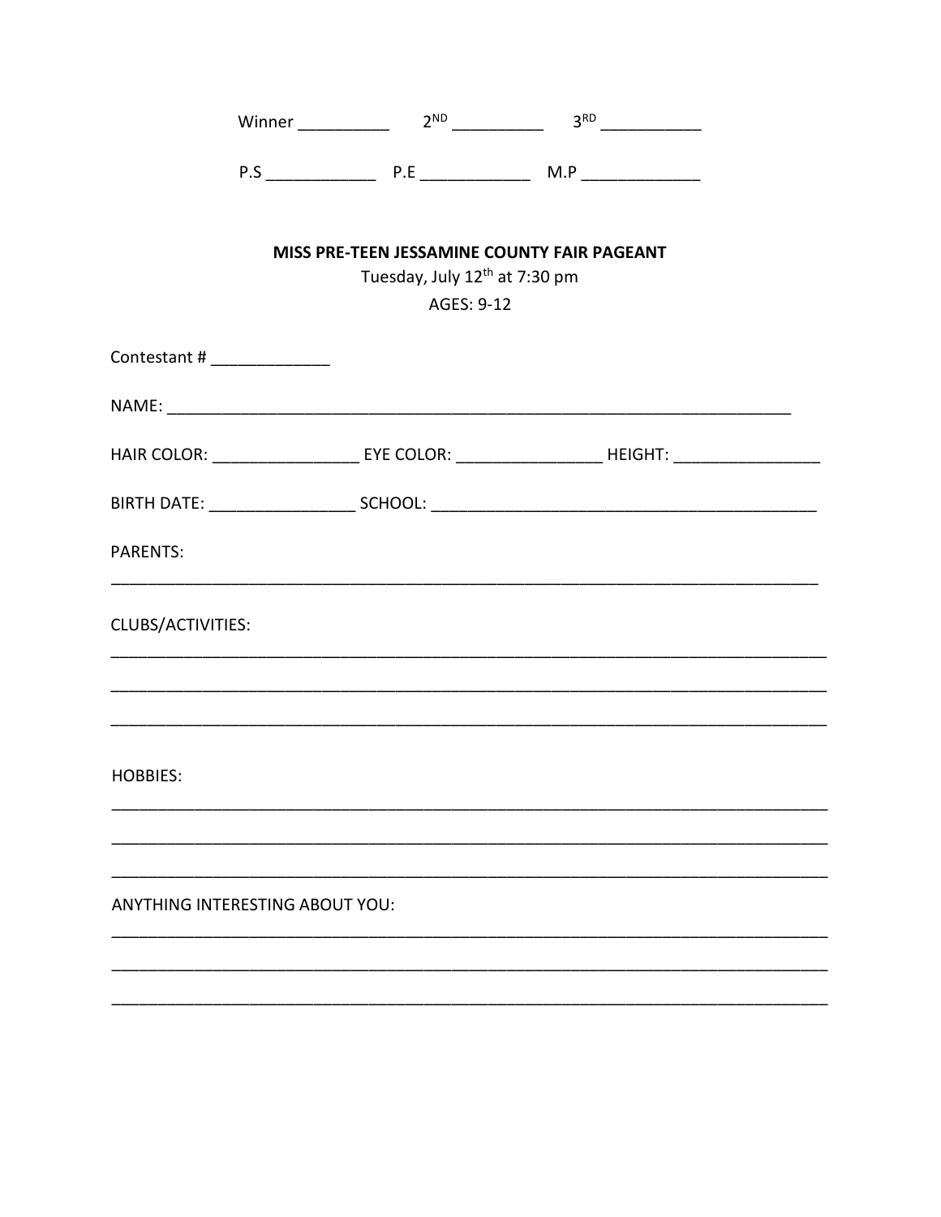Winner __________ 2ND __________ 3RD ___________

P.S ____________ P.E ____________ M.P _____________

**MISS PRE-TEEN JESSAMINE COUNTY FAIR PAGEANT**

Tuesday, July 12th at 7:30 pm

AGES: 9-12

Contestant # _____________

NAME: ______________________________________________________________________

HAIR COLOR: ________________ EYE COLOR: ________________ HEIGHT: ________________

BIRTH DATE: ________________ SCHOOL: ____________________________________________

PARENTS:

_____________________________________________________________________________

CLUBS/ACTIVITIES:

_____________________________________________________________________________

_____________________________________________________________________________

_____________________________________________________________________________

HOBBIES:

_____________________________________________________________________________

_____________________________________________________________________________

_____________________________________________________________________________

ANYTHING INTERESTING ABOUT YOU:

_____________________________________________________________________________

_____________________________________________________________________________

_____________________________________________________________________________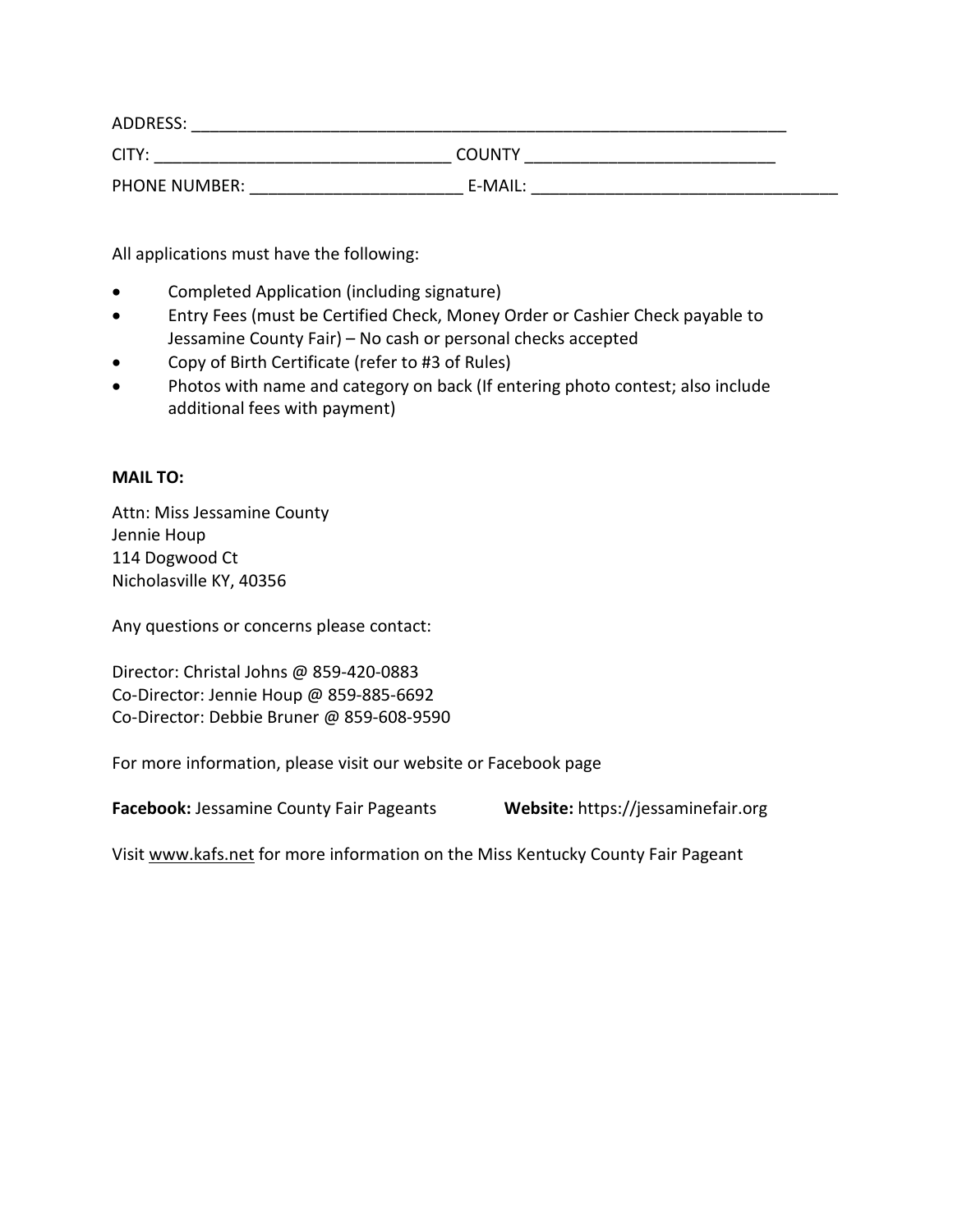ADDRESS: ___________________________________________________________________

CITY: _______________________________ COUNTY __________________________

PHONE NUMBER: ______________________ E-MAIL: ________________________________

All applications must have the following:

- Completed Application (including signature)
- Entry Fees (must be Certified Check, Money Order or Cashier Check payable to Jessamine County Fair) – No cash or personal checks accepted
- Copy of Birth Certificate (refer to #3 of Rules)
- Photos with name and category on back (If entering photo contest; also include additional fees with payment)

**MAIL TO:**

Attn: Miss Jessamine County
Jennie Houp
114 Dogwood Ct
Nicholasville KY, 40356

Any questions or concerns please contact:

Director: Christal Johns @ 859-420-0883
Co-Director: Jennie Houp @ 859-885-6692
Co-Director: Debbie Bruner @ 859-608-9590

For more information, please visit our website or Facebook page

**Facebook:** Jessamine County Fair Pageants **Website:** https://jessaminefair.org

Visit www.kafs.net for more information on the Miss Kentucky County Fair Pageant